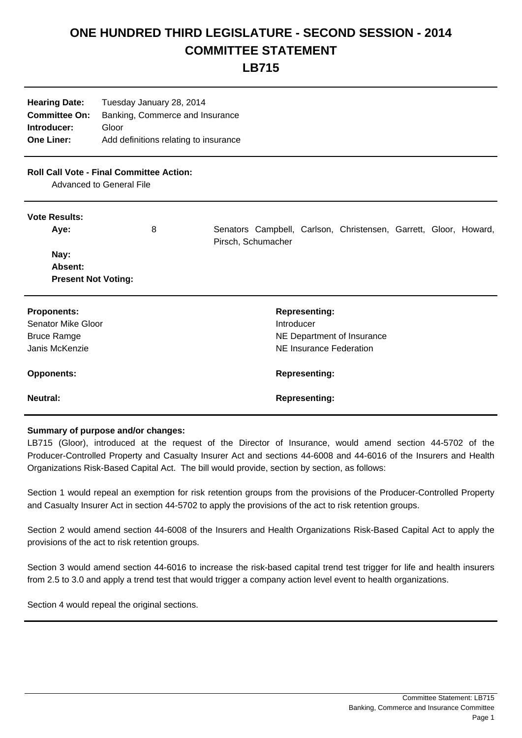# ONE HUNDRED THIRD LEGISLATURE - SECOND SESSION - 2014
# COMMITTEE STATEMENT
# LB715

**Hearing Date:** Tuesday January 28, 2014
**Committee On:** Banking, Commerce and Insurance
**Introducer:** Gloor
**One Liner:** Add definitions relating to insurance

**Roll Call Vote - Final Committee Action:**
Advanced to General File

**Vote Results:**

| | | |
|---|---|---|
| **Aye:** | 8 | Senators Campbell, Carlson, Christensen, Garrett, Gloor, Howard, Pirsch, Schumacher |
| **Nay:** | | |
| **Absent:** | | |
| **Present Not Voting:** | | |

| **Proponents:** | **Representing:** |
|---|---|
| Senator Mike Gloor | Introducer |
| Bruce Ramge | NE Department of Insurance |
| Janis McKenzie | NE Insurance Federation |

| **Opponents:** | **Representing:** |
|---|---|

| **Neutral:** | **Representing:** |
|---|---|

**Summary of purpose and/or changes:**

LB715 (Gloor), introduced at the request of the Director of Insurance, would amend section 44-5702 of the Producer-Controlled Property and Casualty Insurer Act and sections 44-6008 and 44-6016 of the Insurers and Health Organizations Risk-Based Capital Act. The bill would provide, section by section, as follows:

Section 1 would repeal an exemption for risk retention groups from the provisions of the Producer-Controlled Property and Casualty Insurer Act in section 44-5702 to apply the provisions of the act to risk retention groups.

Section 2 would amend section 44-6008 of the Insurers and Health Organizations Risk-Based Capital Act to apply the provisions of the act to risk retention groups.

Section 3 would amend section 44-6016 to increase the risk-based capital trend test trigger for life and health insurers from 2.5 to 3.0 and apply a trend test that would trigger a company action level event to health organizations.

Section 4 would repeal the original sections.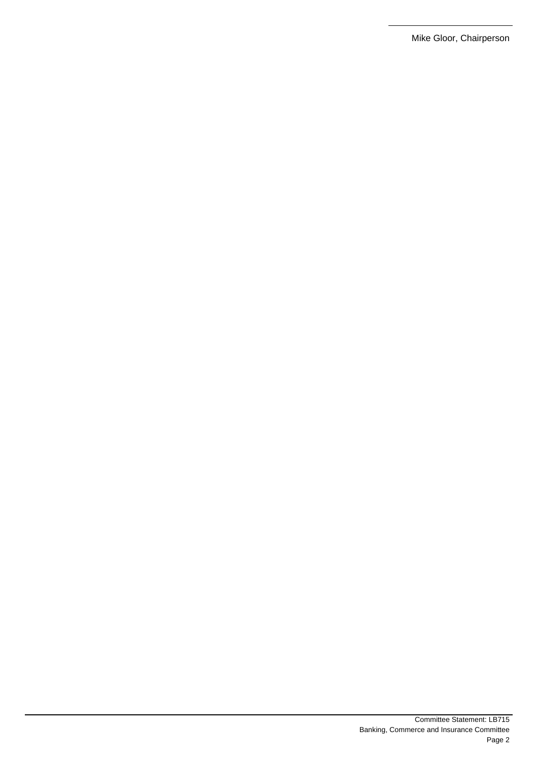Mike Gloor, Chairperson